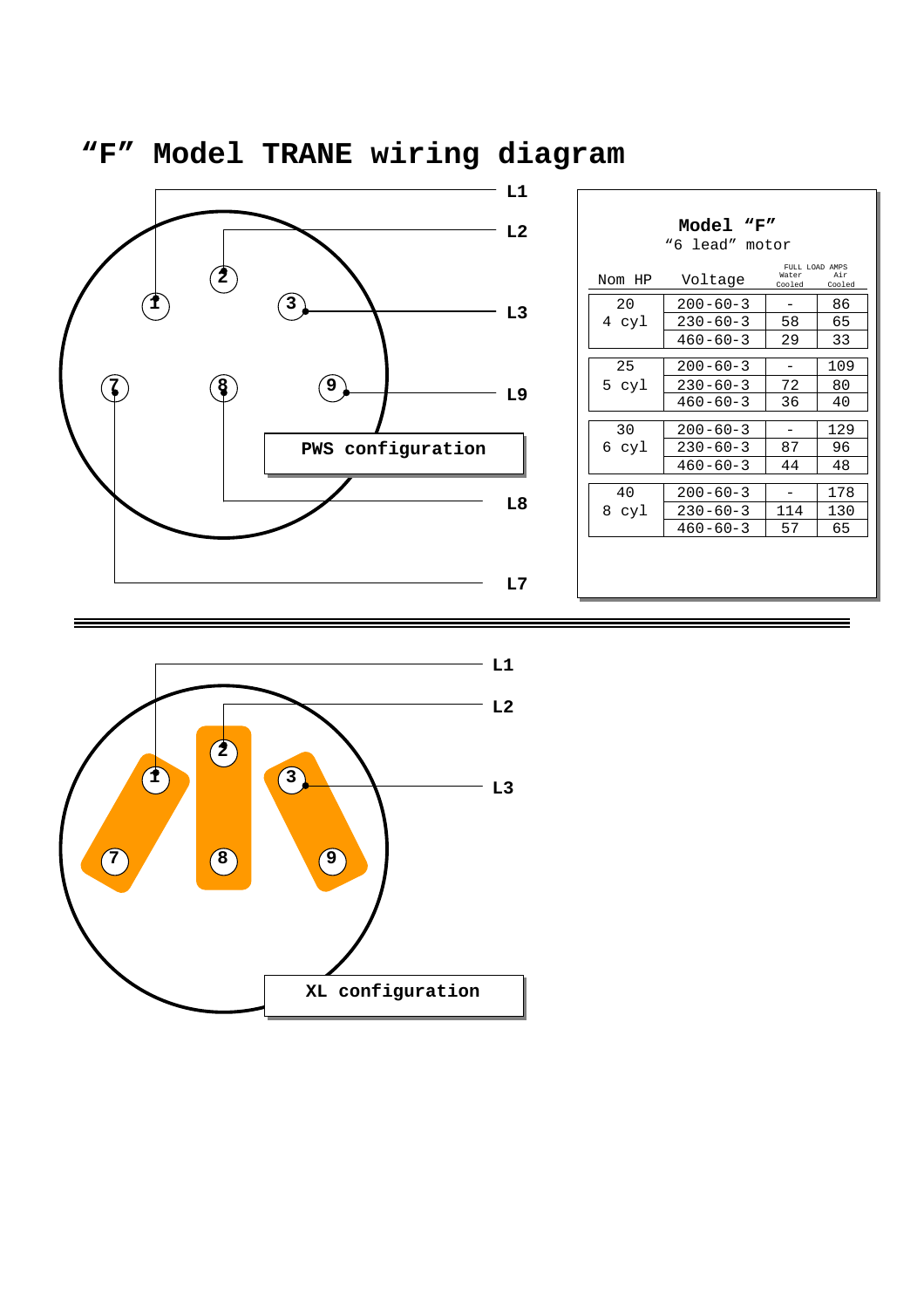# “F” Model TRANE wiring diagram

L1

L2

L3

L9

L8

L7

1 2 3 7 8 9

PWS configuration

**Model “F”**
“6 lead” motor

| Nom HP | Voltage | FULL LOAD AMPS Water Cooled | Air Cooled |
|---|---|---|---|
| 20 4 cyl | 200-60-3 | - | 86 |
| | 230-60-3 | 58 | 65 |
| | 460-60-3 | 29 | 33 |
| 25 5 cyl | 200-60-3 | - | 109 |
| | 230-60-3 | 72 | 80 |
| | 460-60-3 | 36 | 40 |
| 30 6 cyl | 200-60-3 | - | 129 |
| | 230-60-3 | 87 | 96 |
| | 460-60-3 | 44 | 48 |
| 40 8 cyl | 200-60-3 | - | 178 |
| | 230-60-3 | 114 | 130 |
| | 460-60-3 | 57 | 65 |

---

L1

L2

L3

1 2 3 7 8 9

XL configuration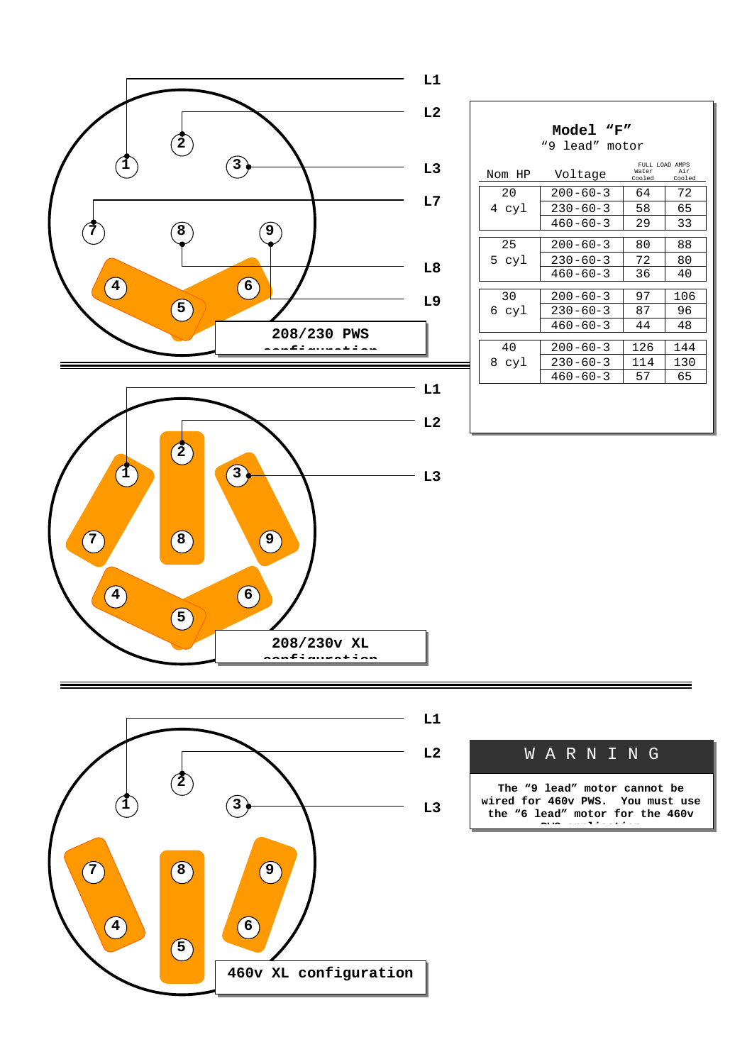L1

L2

L3

L7

L8

L9

1 2 3 7 8 9 4 5 6

208/230 PWS configuration

L1

L2

L3

1 2 3 7 8 9 4 5 6

208/230v XL configuration

L1

L2

L3

1 2 3 7 8 9 4 5 6

460v XL configuration

## Model "F"

"9 lead" motor

| Nom HP | Voltage | FULL LOAD AMPS Water Cooled | Air Cooled |
|---|---|---|---|
| 20 4 cyl | 200-60-3 | 64 | 72 |
| | 230-60-3 | 58 | 65 |
| | 460-60-3 | 29 | 33 |
| 25 5 cyl | 200-60-3 | 80 | 88 |
| | 230-60-3 | 72 | 80 |
| | 460-60-3 | 36 | 40 |
| 30 6 cyl | 200-60-3 | 97 | 106 |
| | 230-60-3 | 87 | 96 |
| | 460-60-3 | 44 | 48 |
| 40 8 cyl | 200-60-3 | 126 | 144 |
| | 230-60-3 | 114 | 130 |
| | 460-60-3 | 57 | 65 |

## W A R N I N G

The "9 lead" motor cannot be wired for 460v PWS. You must use the "6 lead" motor for the 460v PWS application.